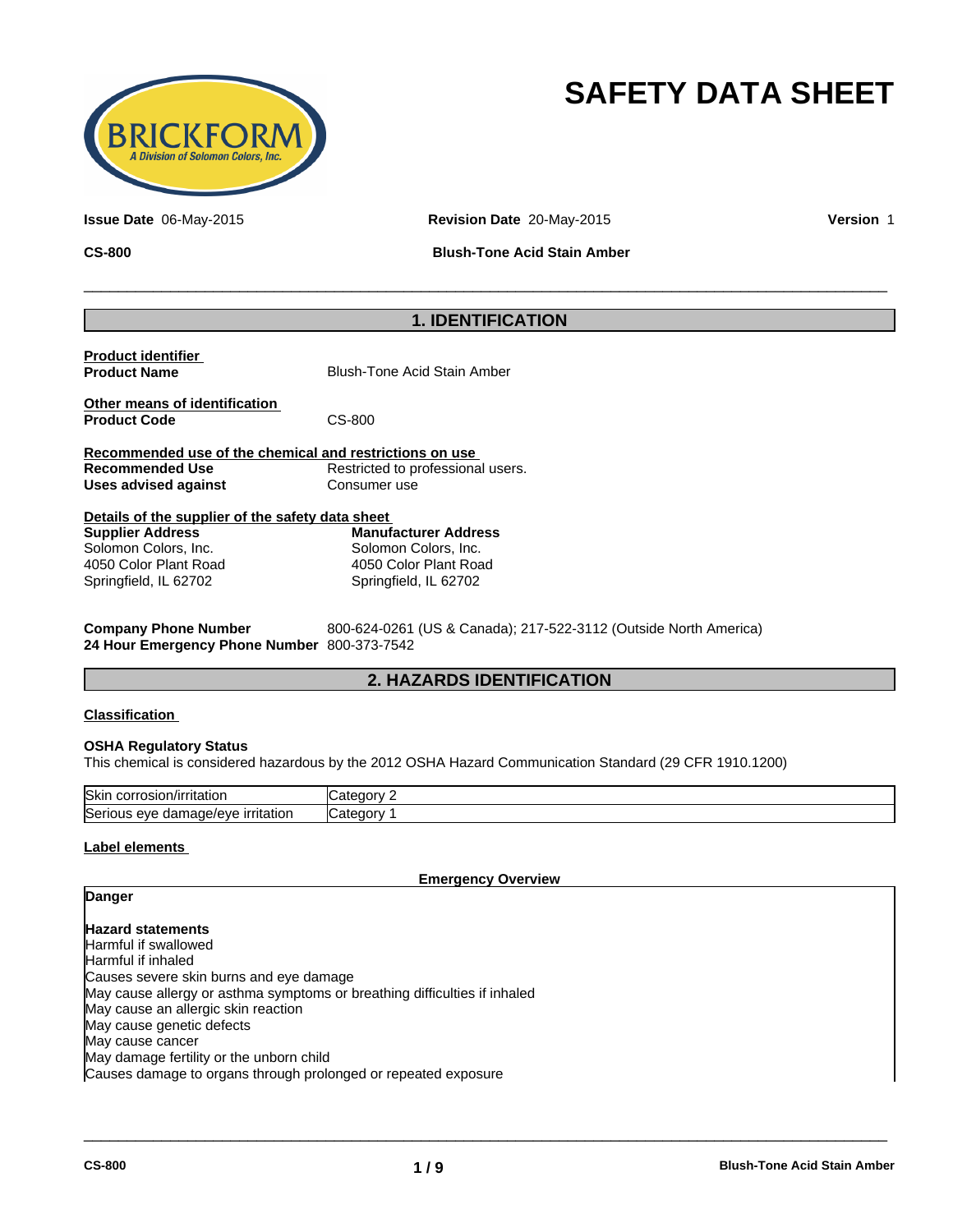# SAFETY DATA SHEET

**Issue Date** 06-May-2015 **Revision Date** 20-May-2015 **Version** 1

**CS-800** **Blush-Tone Acid Stain Amber**

## 1. IDENTIFICATION

**Product identifier**

**Product Name** Blush-Tone Acid Stain Amber

**Other means of identification**

**Product Code** CS-800

**Recommended use of the chemical and restrictions on use**

**Recommended Use** Restricted to professional users.

**Uses advised against** Consumer use

**Details of the supplier of the safety data sheet**

**Supplier Address**
Solomon Colors, Inc.
4050 Color Plant Road
Springfield, IL 62702

**Manufacturer Address**
Solomon Colors, Inc.
4050 Color Plant Road
Springfield, IL 62702

**Company Phone Number** 800-624-0261 (US & Canada); 217-522-3112 (Outside North America)

**24 Hour Emergency Phone Number** 800-373-7542

## 2. HAZARDS IDENTIFICATION

**Classification**

**OSHA Regulatory Status**

This chemical is considered hazardous by the 2012 OSHA Hazard Communication Standard (29 CFR 1910.1200)

| Skin corrosion/irritation | Category 2 |
|---|---|
| Serious eye damage/eye irritation | Category 1 |

**Label elements**

**Emergency Overview**

**Danger**

**Hazard statements**

Harmful if swallowed
Harmful if inhaled
Causes severe skin burns and eye damage
May cause allergy or asthma symptoms or breathing difficulties if inhaled
May cause an allergic skin reaction
May cause genetic defects
May cause cancer
May damage fertility or the unborn child
Causes damage to organs through prolonged or repeated exposure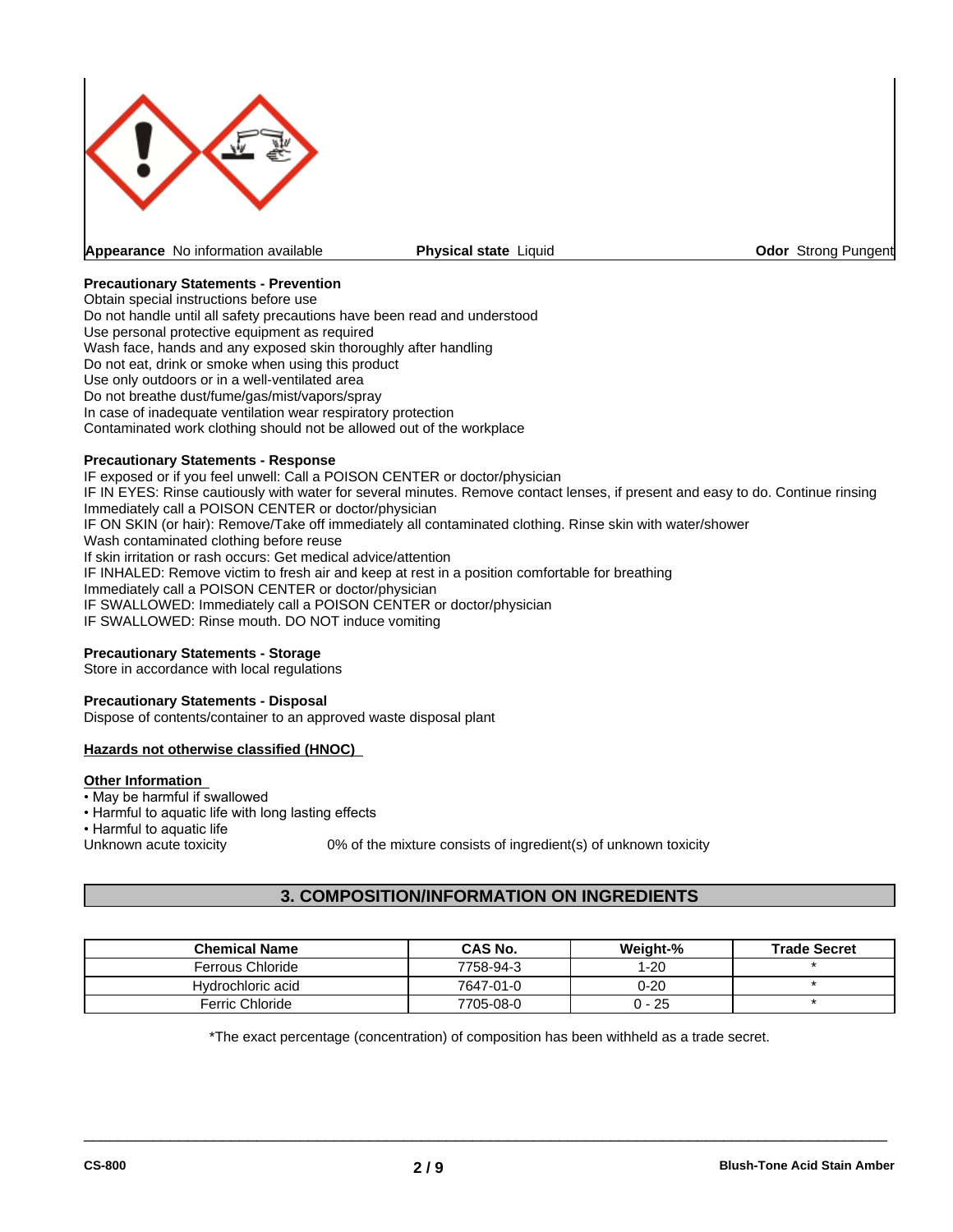**Appearance** No information available **Physical state** Liquid **Odor** Strong Pungent

**Precautionary Statements - Prevention**

Obtain special instructions before use
Do not handle until all safety precautions have been read and understood
Use personal protective equipment as required
Wash face, hands and any exposed skin thoroughly after handling
Do not eat, drink or smoke when using this product
Use only outdoors or in a well-ventilated area
Do not breathe dust/fume/gas/mist/vapors/spray
In case of inadequate ventilation wear respiratory protection
Contaminated work clothing should not be allowed out of the workplace

**Precautionary Statements - Response**

IF exposed or if you feel unwell: Call a POISON CENTER or doctor/physician
IF IN EYES: Rinse cautiously with water for several minutes. Remove contact lenses, if present and easy to do. Continue rinsing
Immediately call a POISON CENTER or doctor/physician
IF ON SKIN (or hair): Remove/Take off immediately all contaminated clothing. Rinse skin with water/shower
Wash contaminated clothing before reuse
If skin irritation or rash occurs: Get medical advice/attention
IF INHALED: Remove victim to fresh air and keep at rest in a position comfortable for breathing
Immediately call a POISON CENTER or doctor/physician
IF SWALLOWED: Immediately call a POISON CENTER or doctor/physician
IF SWALLOWED: Rinse mouth. DO NOT induce vomiting

**Precautionary Statements - Storage**

Store in accordance with local regulations

**Precautionary Statements - Disposal**

Dispose of contents/container to an approved waste disposal plant

**Hazards not otherwise classified (HNOC)**

**Other Information**

- May be harmful if swallowed
- Harmful to aquatic life with long lasting effects
- Harmful to aquatic life

Unknown acute toxicity 0% of the mixture consists of ingredient(s) of unknown toxicity

## 3. COMPOSITION/INFORMATION ON INGREDIENTS

| Chemical Name | CAS No. | Weight-% | Trade Secret |
|---|---|---|---|
| Ferrous Chloride | 7758-94-3 | 1-20 | * |
| Hydrochloric acid | 7647-01-0 | 0-20 | * |
| Ferric Chloride | 7705-08-0 | 0 - 25 | * |

*The exact percentage (concentration) of composition has been withheld as a trade secret.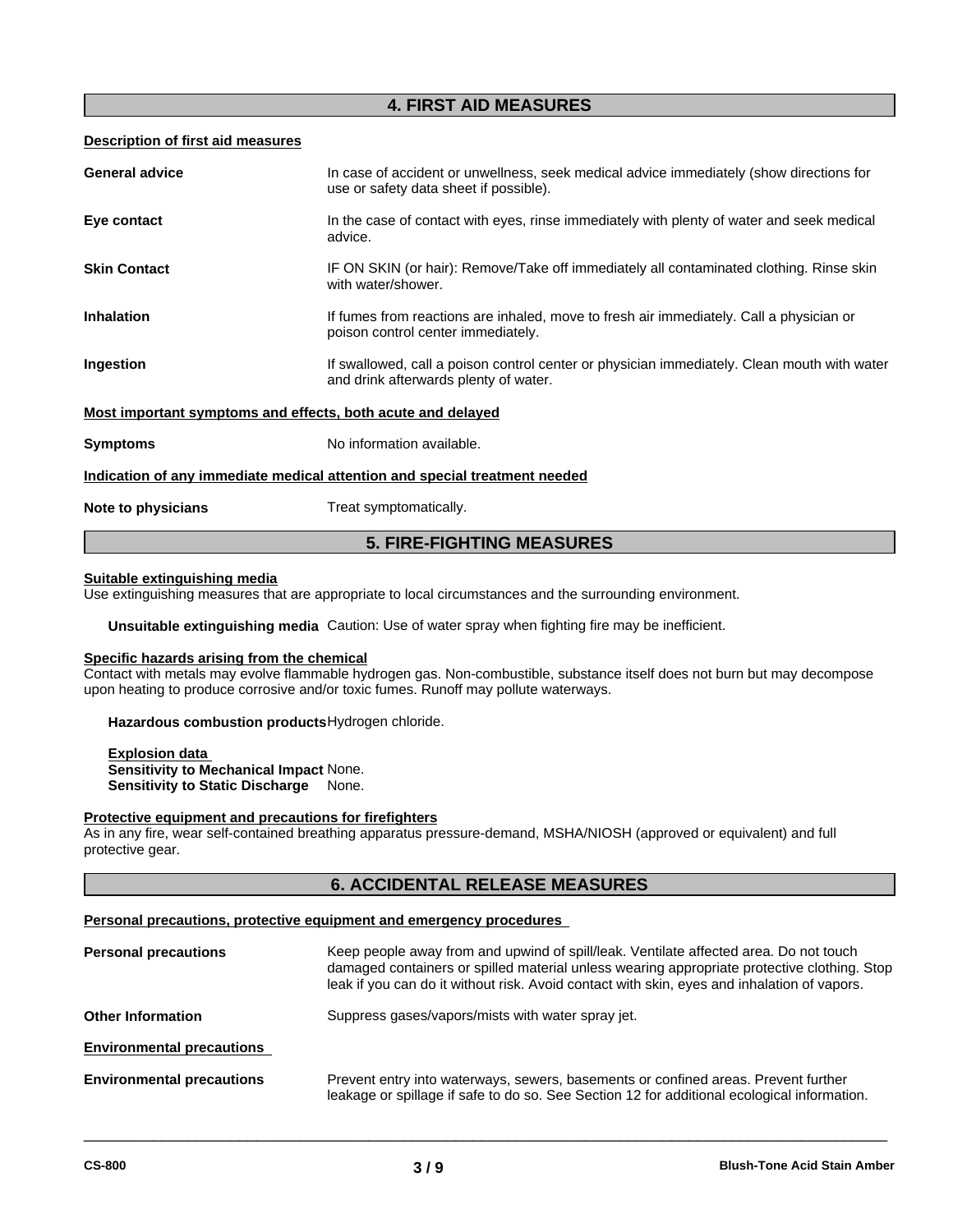## 4. FIRST AID MEASURES

**Description of first aid measures**

**General advice** In case of accident or unwellness, seek medical advice immediately (show directions for use or safety data sheet if possible).

**Eye contact** In the case of contact with eyes, rinse immediately with plenty of water and seek medical advice.

**Skin Contact** IF ON SKIN (or hair): Remove/Take off immediately all contaminated clothing. Rinse skin with water/shower.

**Inhalation** If fumes from reactions are inhaled, move to fresh air immediately. Call a physician or poison control center immediately.

**Ingestion** If swallowed, call a poison control center or physician immediately. Clean mouth with water and drink afterwards plenty of water.

**Most important symptoms and effects, both acute and delayed**

**Symptoms** No information available.

**Indication of any immediate medical attention and special treatment needed**

**Note to physicians** Treat symptomatically.

## 5. FIRE-FIGHTING MEASURES

**Suitable extinguishing media**

Use extinguishing measures that are appropriate to local circumstances and the surrounding environment.

**Unsuitable extinguishing media** Caution: Use of water spray when fighting fire may be inefficient.

**Specific hazards arising from the chemical**

Contact with metals may evolve flammable hydrogen gas. Non-combustible, substance itself does not burn but may decompose upon heating to produce corrosive and/or toxic fumes. Runoff may pollute waterways.

**Hazardous combustion products** Hydrogen chloride.

**Explosion data**
**Sensitivity to Mechanical Impact** None.
**Sensitivity to Static Discharge** None.

**Protective equipment and precautions for firefighters**

As in any fire, wear self-contained breathing apparatus pressure-demand, MSHA/NIOSH (approved or equivalent) and full protective gear.

## 6. ACCIDENTAL RELEASE MEASURES

**Personal precautions, protective equipment and emergency procedures**

**Personal precautions** Keep people away from and upwind of spill/leak. Ventilate affected area. Do not touch damaged containers or spilled material unless wearing appropriate protective clothing. Stop leak if you can do it without risk. Avoid contact with skin, eyes and inhalation of vapors.

**Other Information** Suppress gases/vapors/mists with water spray jet.

**Environmental precautions**

**Environmental precautions** Prevent entry into waterways, sewers, basements or confined areas. Prevent further leakage or spillage if safe to do so. See Section 12 for additional ecological information.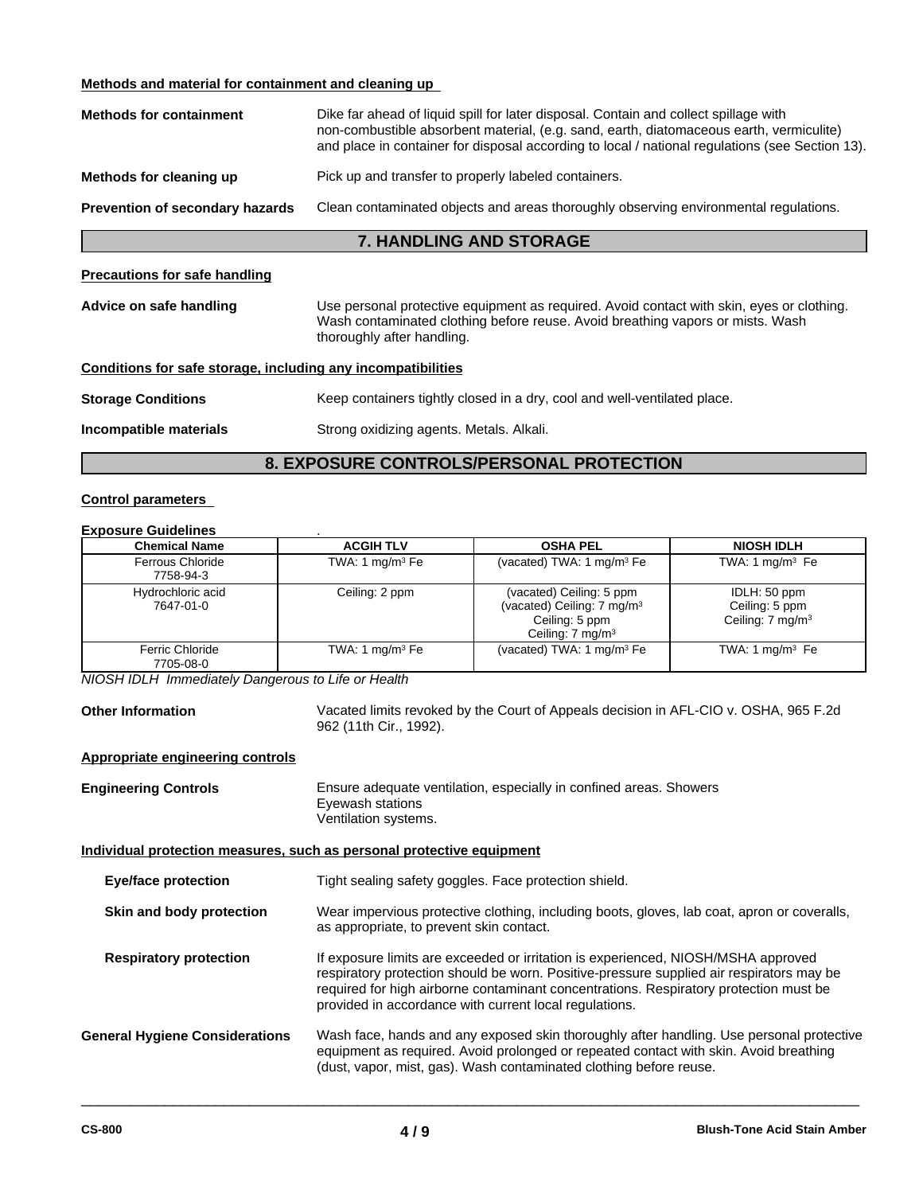**Methods and material for containment and cleaning up**

**Methods for containment** Dike far ahead of liquid spill for later disposal. Contain and collect spillage with non-combustible absorbent material, (e.g. sand, earth, diatomaceous earth, vermiculite) and place in container for disposal according to local / national regulations (see Section 13).

**Methods for cleaning up** Pick up and transfer to properly labeled containers.

**Prevention of secondary hazards** Clean contaminated objects and areas thoroughly observing environmental regulations.

## 7. HANDLING AND STORAGE

**Precautions for safe handling**

**Advice on safe handling** Use personal protective equipment as required. Avoid contact with skin, eyes or clothing. Wash contaminated clothing before reuse. Avoid breathing vapors or mists. Wash thoroughly after handling.

**Conditions for safe storage, including any incompatibilities**

**Storage Conditions** Keep containers tightly closed in a dry, cool and well-ventilated place.

**Incompatible materials** Strong oxidizing agents. Metals. Alkali.

## 8. EXPOSURE CONTROLS/PERSONAL PROTECTION

**Control parameters**

**Exposure Guidelines** .

| Chemical Name | ACGIH TLV | OSHA PEL | NIOSH IDLH |
|---|---|---|---|
| Ferrous Chloride 7758-94-3 | TWA: 1 mg/m$^3$ Fe | (vacated) TWA: 1 mg/m$^3$ Fe | TWA: 1 mg/m$^3$ Fe |
| Hydrochloric acid 7647-01-0 | Ceiling: 2 ppm | (vacated) Ceiling: 5 ppm<br>(vacated) Ceiling: 7 mg/m$^3$<br>Ceiling: 5 ppm<br>Ceiling: 7 mg/m$^3$ | IDLH: 50 ppm<br>Ceiling: 5 ppm<br>Ceiling: 7 mg/m$^3$ |
| Ferric Chloride 7705-08-0 | TWA: 1 mg/m$^3$ Fe | (vacated) TWA: 1 mg/m$^3$ Fe | TWA: 1 mg/m$^3$ Fe |

*NIOSH IDLH Immediately Dangerous to Life or Health*

**Other Information** Vacated limits revoked by the Court of Appeals decision in AFL-CIO v. OSHA, 965 F.2d 962 (11th Cir., 1992).

**Appropriate engineering controls**

**Engineering Controls** Ensure adequate ventilation, especially in confined areas. Showers
Eyewash stations
Ventilation systems.

**Individual protection measures, such as personal protective equipment**

**Eye/face protection** Tight sealing safety goggles. Face protection shield.

**Skin and body protection** Wear impervious protective clothing, including boots, gloves, lab coat, apron or coveralls, as appropriate, to prevent skin contact.

**Respiratory protection** If exposure limits are exceeded or irritation is experienced, NIOSH/MSHA approved respiratory protection should be worn. Positive-pressure supplied air respirators may be required for high airborne contaminant concentrations. Respiratory protection must be provided in accordance with current local regulations.

**General Hygiene Considerations** Wash face, hands and any exposed skin thoroughly after handling. Use personal protective equipment as required. Avoid prolonged or repeated contact with skin. Avoid breathing (dust, vapor, mist, gas). Wash contaminated clothing before reuse.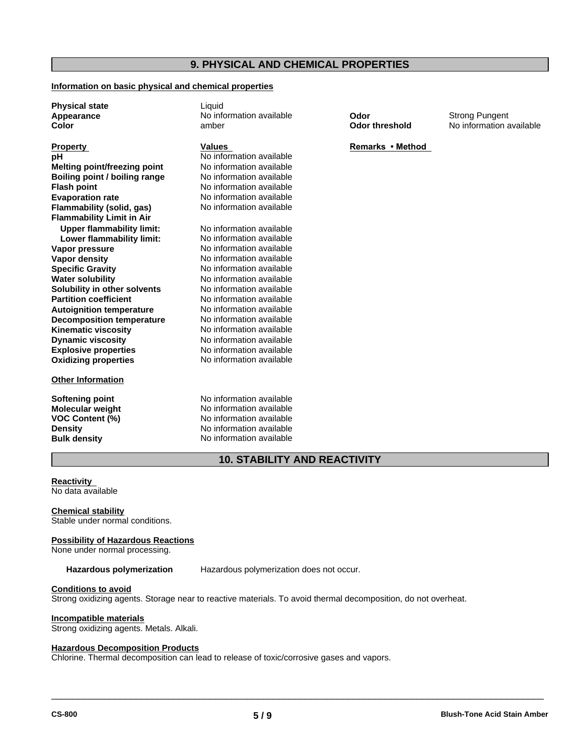## 9. PHYSICAL AND CHEMICAL PROPERTIES

**Information on basic physical and chemical properties**

| | | | |
|---|---|---|---|
| **Physical state** | Liquid | | |
| **Appearance** | No information available | **Odor** | Strong Pungent |
| **Color** | amber | **Odor threshold** | No information available |

| **Property** | **Values** | **Remarks • Method** |
|---|---|---|
| **pH** | No information available | |
| **Melting point/freezing point** | No information available | |
| **Boiling point / boiling range** | No information available | |
| **Flash point** | No information available | |
| **Evaporation rate** | No information available | |
| **Flammability (solid, gas)** | No information available | |
| **Flammability Limit in Air** | | |
| **Upper flammability limit:** | No information available | |
| **Lower flammability limit:** | No information available | |
| **Vapor pressure** | No information available | |
| **Vapor density** | No information available | |
| **Specific Gravity** | No information available | |
| **Water solubility** | No information available | |
| **Solubility in other solvents** | No information available | |
| **Partition coefficient** | No information available | |
| **Autoignition temperature** | No information available | |
| **Decomposition temperature** | No information available | |
| **Kinematic viscosity** | No information available | |
| **Dynamic viscosity** | No information available | |
| **Explosive properties** | No information available | |
| **Oxidizing properties** | No information available | |

**Other Information**

| | |
|---|---|
| **Softening point** | No information available |
| **Molecular weight** | No information available |
| **VOC Content (%)** | No information available |
| **Density** | No information available |
| **Bulk density** | No information available |

## 10. STABILITY AND REACTIVITY

**Reactivity**
No data available

**Chemical stability**
Stable under normal conditions.

**Possibility of Hazardous Reactions**
None under normal processing.

**Hazardous polymerization** Hazardous polymerization does not occur.

**Conditions to avoid**
Strong oxidizing agents. Storage near to reactive materials. To avoid thermal decomposition, do not overheat.

**Incompatible materials**
Strong oxidizing agents. Metals. Alkali.

**Hazardous Decomposition Products**
Chlorine. Thermal decomposition can lead to release of toxic/corrosive gases and vapors.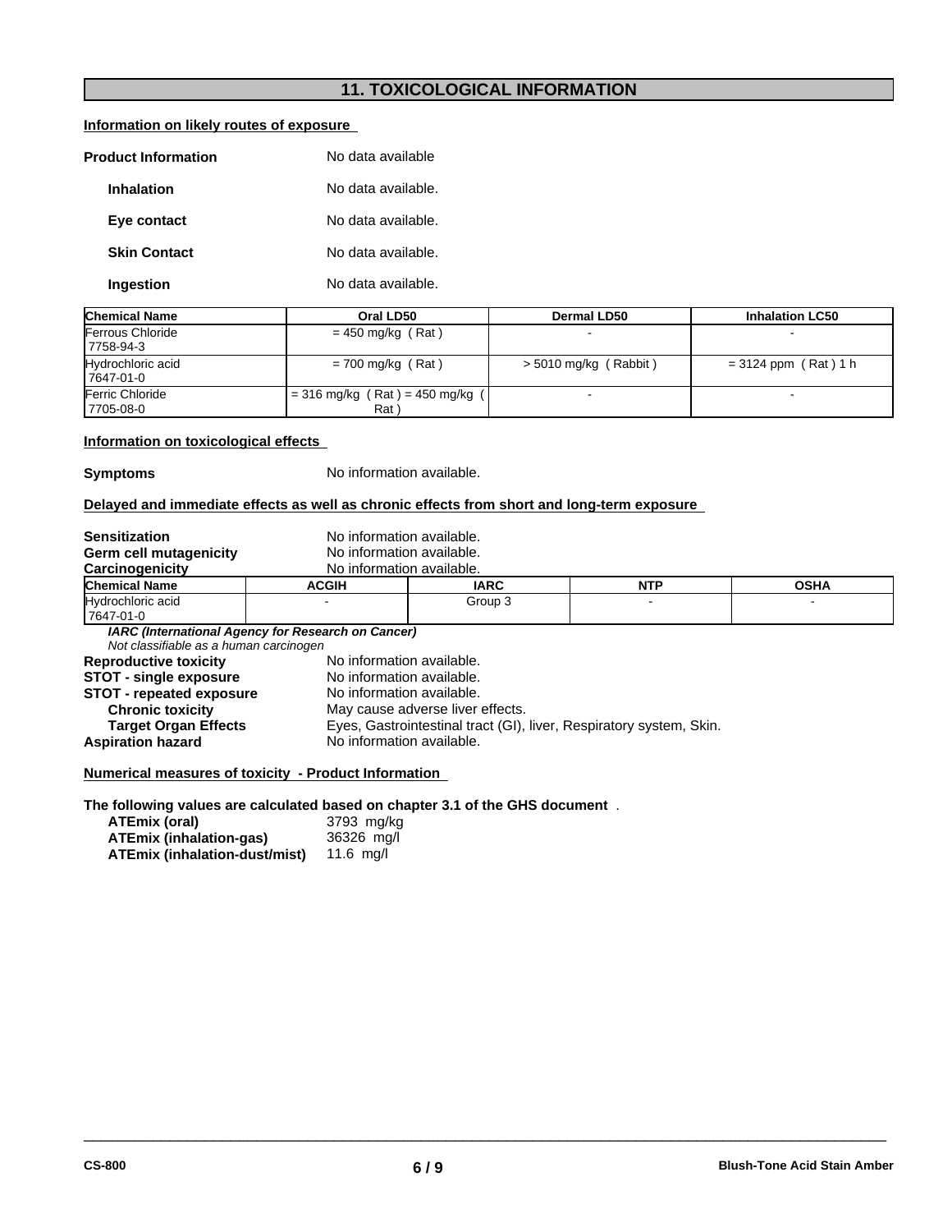## 11. TOXICOLOGICAL INFORMATION

**Information on likely routes of exposure**

**Product Information** No data available

**Inhalation** No data available.

**Eye contact** No data available.

**Skin Contact** No data available.

**Ingestion** No data available.

| Chemical Name | Oral LD50 | Dermal LD50 | Inhalation LC50 |
|---|---|---|---|
| Ferrous Chloride 7758-94-3 | = 450 mg/kg ( Rat ) | - | - |
| Hydrochloric acid 7647-01-0 | = 700 mg/kg ( Rat ) | > 5010 mg/kg ( Rabbit ) | = 3124 ppm ( Rat ) 1 h |
| Ferric Chloride 7705-08-0 | = 316 mg/kg ( Rat ) = 450 mg/kg ( Rat ) | - | - |

**Information on toxicological effects**

**Symptoms** No information available.

**Delayed and immediate effects as well as chronic effects from short and long-term exposure**

**Sensitization** No information available.
**Germ cell mutagenicity** No information available.
**Carcinogenicity** No information available.

| Chemical Name | ACGIH | IARC | NTP | OSHA |
|---|---|---|---|---|
| Hydrochloric acid 7647-01-0 | - | Group 3 | - | - |

***IARC (International Agency for Research on Cancer)***
*Not classifiable as a human carcinogen*

**Reproductive toxicity** No information available.
**STOT - single exposure** No information available.
**STOT - repeated exposure** No information available.
**Chronic toxicity** May cause adverse liver effects.
**Target Organ Effects** Eyes, Gastrointestinal tract (GI), liver, Respiratory system, Skin.
**Aspiration hazard** No information available.

**Numerical measures of toxicity - Product Information**

**The following values are calculated based on chapter 3.1 of the GHS document** .

**ATEmix (oral)** 3793 mg/kg
**ATEmix (inhalation-gas)** 36326 mg/l
**ATEmix (inhalation-dust/mist)** 11.6 mg/l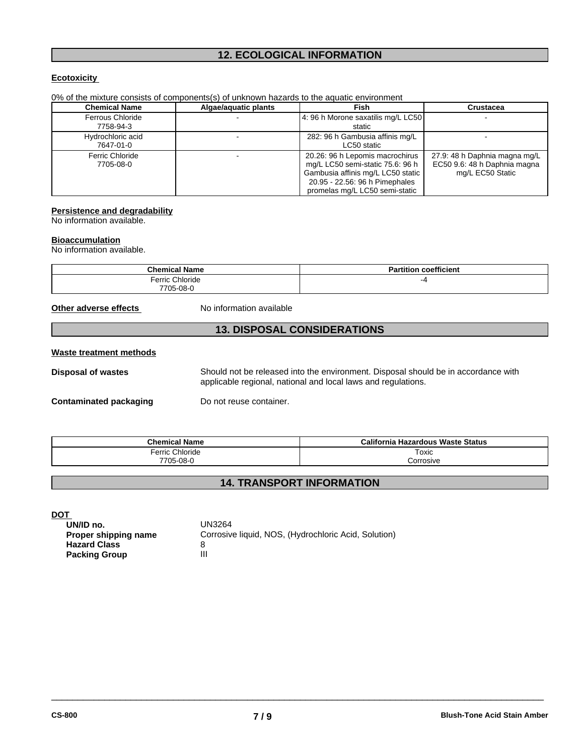## 12. ECOLOGICAL INFORMATION

**Ecotoxicity**

0% of the mixture consists of components(s) of unknown hazards to the aquatic environment

| Chemical Name | Algae/aquatic plants | Fish | Crustacea |
|---|---|---|---|
| Ferrous Chloride<br>7758-94-3 | - | 4: 96 h Morone saxatilis mg/L LC50 static | - |
| Hydrochloric acid<br>7647-01-0 | - | 282: 96 h Gambusia affinis mg/L LC50 static | - |
| Ferric Chloride<br>7705-08-0 | - | 20.26: 96 h Lepomis macrochirus mg/L LC50 semi-static 75.6: 96 h Gambusia affinis mg/L LC50 static 20.95 - 22.56: 96 h Pimephales promelas mg/L LC50 semi-static | 27.9: 48 h Daphnia magna mg/L EC50 9.6: 48 h Daphnia magna mg/L EC50 Static |

**Persistence and degradability**

No information available.

**Bioaccumulation**

No information available.

| Chemical Name | Partition coefficient |
|---|---|
| Ferric Chloride<br>7705-08-0 | -4 |

**Other adverse effects** No information available

## 13. DISPOSAL CONSIDERATIONS

**Waste treatment methods**

**Disposal of wastes** Should not be released into the environment. Disposal should be in accordance with applicable regional, national and local laws and regulations.

**Contaminated packaging** Do not reuse container.

| Chemical Name | California Hazardous Waste Status |
|---|---|
| Ferric Chloride<br>7705-08-0 | Toxic<br>Corrosive |

## 14. TRANSPORT INFORMATION

**DOT**

**UN/ID no.** UN3264
**Proper shipping name** Corrosive liquid, NOS, (Hydrochloric Acid, Solution)
**Hazard Class** 8
**Packing Group** III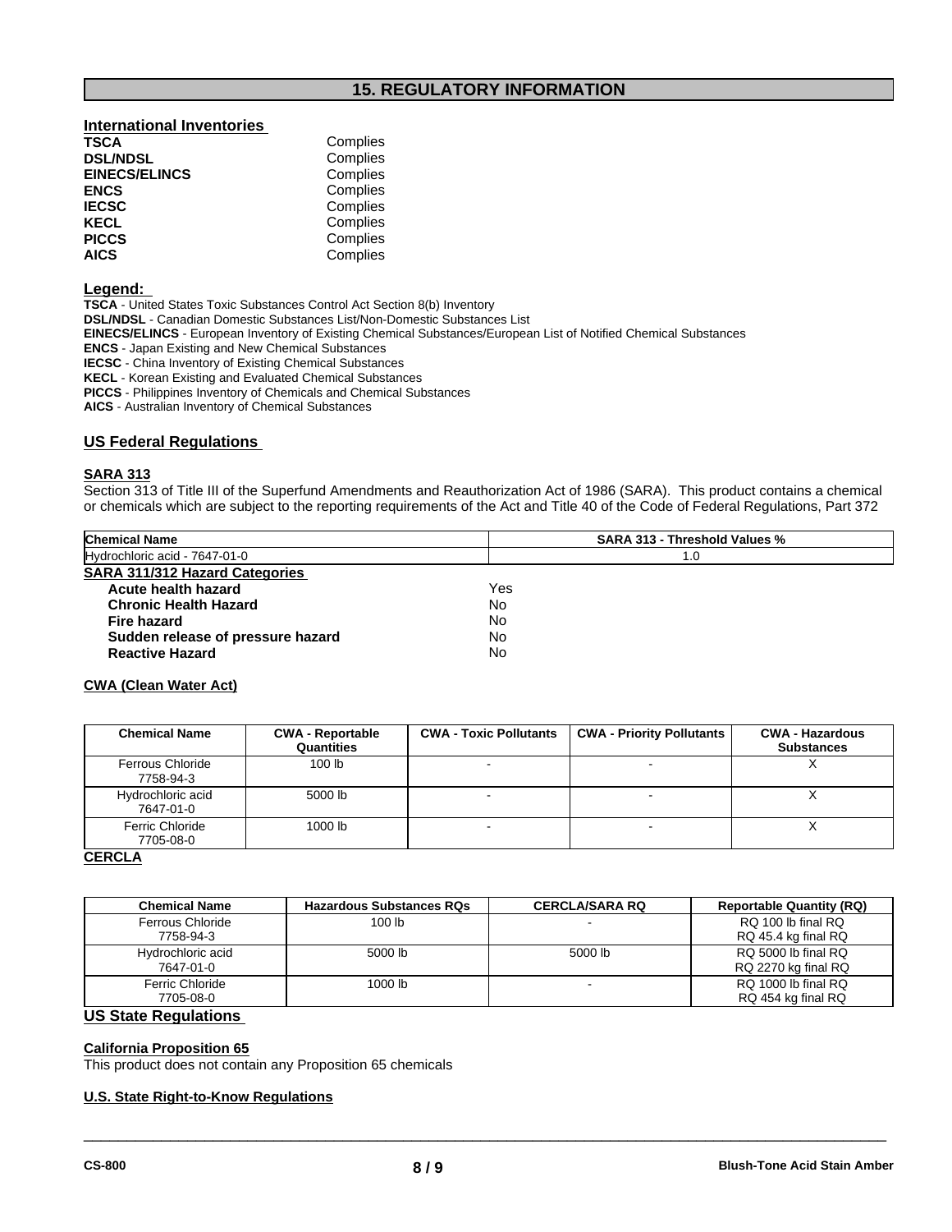## 15. REGULATORY INFORMATION

**International Inventories**

| | |
|---|---|
| **TSCA** | Complies |
| **DSL/NDSL** | Complies |
| **EINECS/ELINCS** | Complies |
| **ENCS** | Complies |
| **IECSC** | Complies |
| **KECL** | Complies |
| **PICCS** | Complies |
| **AICS** | Complies |

**Legend:**

**TSCA** - United States Toxic Substances Control Act Section 8(b) Inventory
**DSL/NDSL** - Canadian Domestic Substances List/Non-Domestic Substances List
**EINECS/ELINCS** - European Inventory of Existing Chemical Substances/European List of Notified Chemical Substances
**ENCS** - Japan Existing and New Chemical Substances
**IECSC** - China Inventory of Existing Chemical Substances
**KECL** - Korean Existing and Evaluated Chemical Substances
**PICCS** - Philippines Inventory of Chemicals and Chemical Substances
**AICS** - Australian Inventory of Chemical Substances

### US Federal Regulations

**SARA 313**

Section 313 of Title III of the Superfund Amendments and Reauthorization Act of 1986 (SARA). This product contains a chemical or chemicals which are subject to the reporting requirements of the Act and Title 40 of the Code of Federal Regulations, Part 372

| Chemical Name | SARA 313 - Threshold Values % |
|---|---|
| Hydrochloric acid - 7647-01-0 | 1.0 |

**SARA 311/312 Hazard Categories**

| | |
|---|---|
| **Acute health hazard** | Yes |
| **Chronic Health Hazard** | No |
| **Fire hazard** | No |
| **Sudden release of pressure hazard** | No |
| **Reactive Hazard** | No |

**CWA (Clean Water Act)**

| Chemical Name | CWA - Reportable Quantities | CWA - Toxic Pollutants | CWA - Priority Pollutants | CWA - Hazardous Substances |
|---|---|---|---|---|
| Ferrous Chloride 7758-94-3 | 100 lb | - | - | X |
| Hydrochloric acid 7647-01-0 | 5000 lb | - | - | X |
| Ferric Chloride 7705-08-0 | 1000 lb | - | - | X |

**CERCLA**

| Chemical Name | Hazardous Substances RQs | CERCLA/SARA RQ | Reportable Quantity (RQ) |
|---|---|---|---|
| Ferrous Chloride 7758-94-3 | 100 lb | - | RQ 100 lb final RQ RQ 45.4 kg final RQ |
| Hydrochloric acid 7647-01-0 | 5000 lb | 5000 lb | RQ 5000 lb final RQ RQ 2270 kg final RQ |
| Ferric Chloride 7705-08-0 | 1000 lb | - | RQ 1000 lb final RQ RQ 454 kg final RQ |

### US State Regulations

**California Proposition 65**

This product does not contain any Proposition 65 chemicals

**U.S. State Right-to-Know Regulations**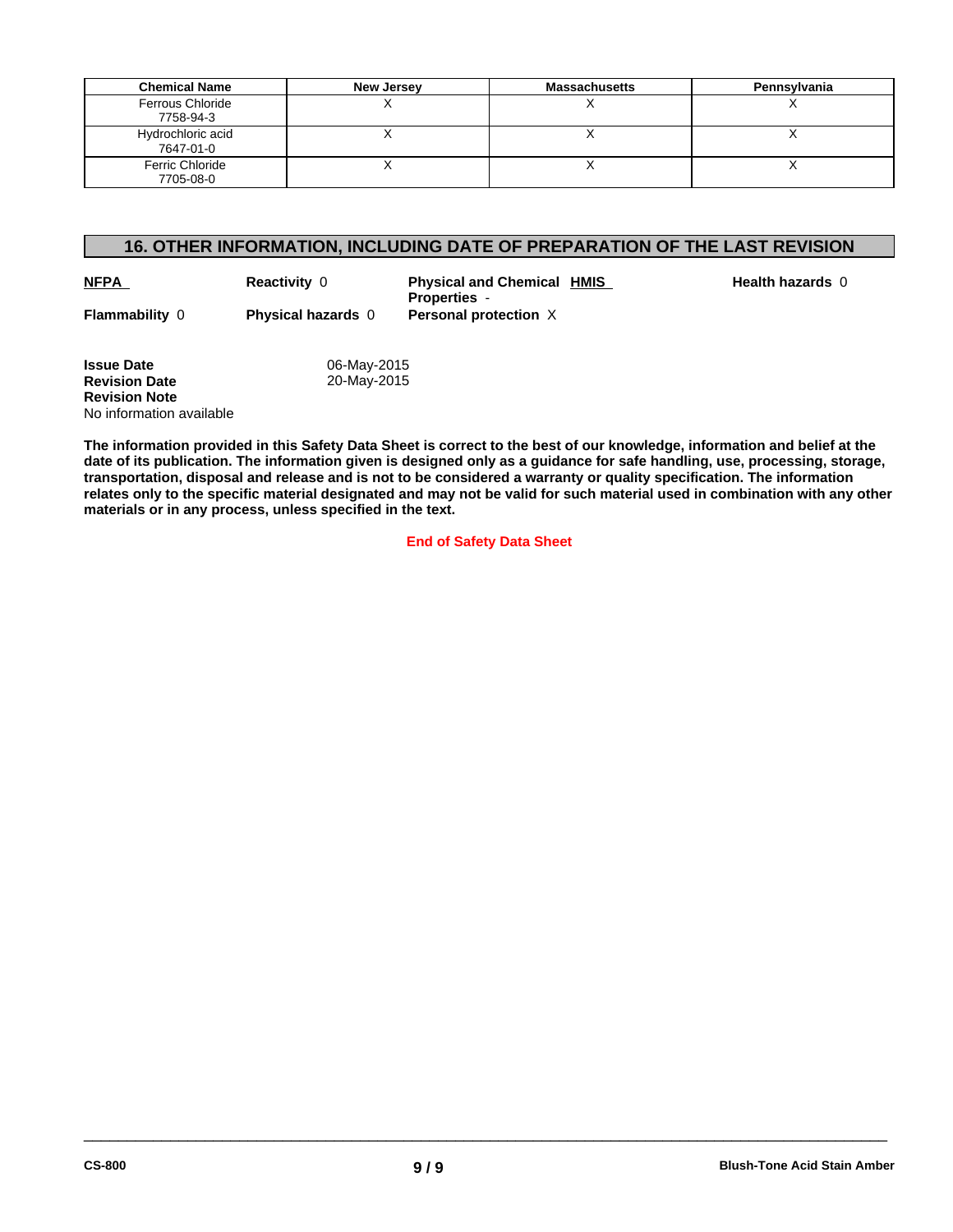| Chemical Name | New Jersey | Massachusetts | Pennsylvania |
|---|---|---|---|
| Ferrous Chloride 7758-94-3 | X | X | X |
| Hydrochloric acid 7647-01-0 | X | X | X |
| Ferric Chloride 7705-08-0 | X | X | X |

## 16. OTHER INFORMATION, INCLUDING DATE OF PREPARATION OF THE LAST REVISION

**NFPA** **Health hazards** 0 **Flammability** 0 **Reactivity** 0 **Physical and Chemical Properties** -

**HMIS** **Health hazards** 0 **Flammability** 0 **Physical hazards** 0 **Personal protection** X

**Issue Date** 06-May-2015
**Revision Date** 20-May-2015
**Revision Note**
No information available

**The information provided in this Safety Data Sheet is correct to the best of our knowledge, information and belief at the date of its publication. The information given is designed only as a guidance for safe handling, use, processing, storage, transportation, disposal and release and is not to be considered a warranty or quality specification. The information relates only to the specific material designated and may not be valid for such material used in combination with any other materials or in any process, unless specified in the text.**

**End of Safety Data Sheet**